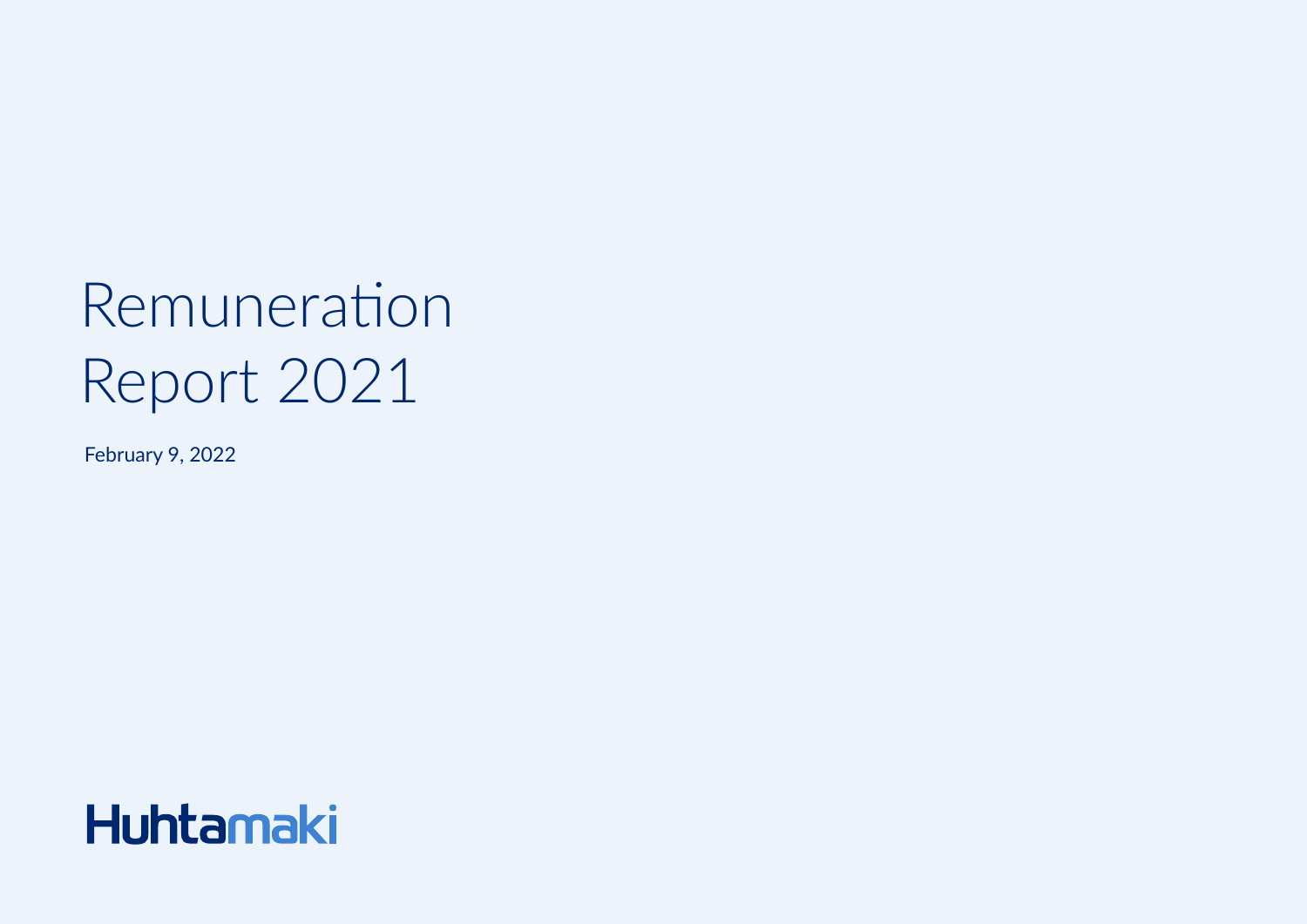# Remuneration Report 2021

February 9, 2022

Huhtamaki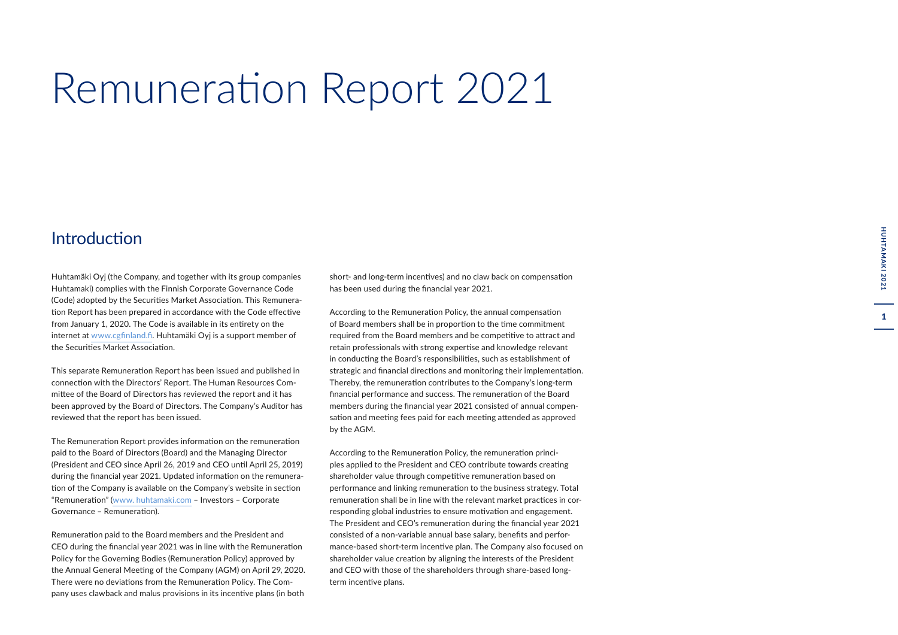# Remuneration Report 2021

## Introduction

Huhtamäki Oyj (the Company, and together with its group companies Huhtamaki) complies with the Finnish Corporate Governance Code (Code) adopted by the Securities Market Association. This Remuneration Report has been prepared in accordance with the Code effective from January 1, 2020. The Code is available in its entirety on the internet at www.cgfinland.fi. Huhtamäki Oyj is a support member of the Securities Market Association.

This separate Remuneration Report has been issued and published in connection with the Directors' Report. The Human Resources Committee of the Board of Directors has reviewed the report and it has been approved by the Board of Directors. The Company's Auditor has reviewed that the report has been issued.

The Remuneration Report provides information on the remuneration paid to the Board of Directors (Board) and the Managing Director (President and CEO since April 26, 2019 and CEO until April 25, 2019) during the financial year 2021. Updated information on the remuneration of the Company is available on the Company's website in section "Remuneration" (www. huhtamaki.com – Investors – Corporate Governance – Remuneration).

Remuneration paid to the Board members and the President and CEO during the financial year 2021 was in line with the Remuneration Policy for the Governing Bodies (Remuneration Policy) approved by the Annual General Meeting of the Company (AGM) on April 29, 2020. There were no deviations from the Remuneration Policy. The Company uses clawback and malus provisions in its incentive plans (in both short- and long-term incentives) and no claw back on compensation has been used during the financial year 2021.

According to the Remuneration Policy, the annual compensation of Board members shall be in proportion to the time commitment required from the Board members and be competitive to attract and retain professionals with strong expertise and knowledge relevant in conducting the Board's responsibilities, such as establishment of strategic and financial directions and monitoring their implementation. Thereby, the remuneration contributes to the Company's long-term financial performance and success. The remuneration of the Board members during the financial year 2021 consisted of annual compensation and meeting fees paid for each meeting attended as approved by the AGM.

According to the Remuneration Policy, the remuneration principles applied to the President and CEO contribute towards creating shareholder value through competitive remuneration based on performance and linking remuneration to the business strategy. Total remuneration shall be in line with the relevant market practices in corresponding global industries to ensure motivation and engagement. The President and CEO's remuneration during the financial year 2021 consisted of a non-variable annual base salary, benefits and performance-based short-term incentive plan. The Company also focused on shareholder value creation by aligning the interests of the President and CEO with those of the shareholders through share-based long-term incentive plans.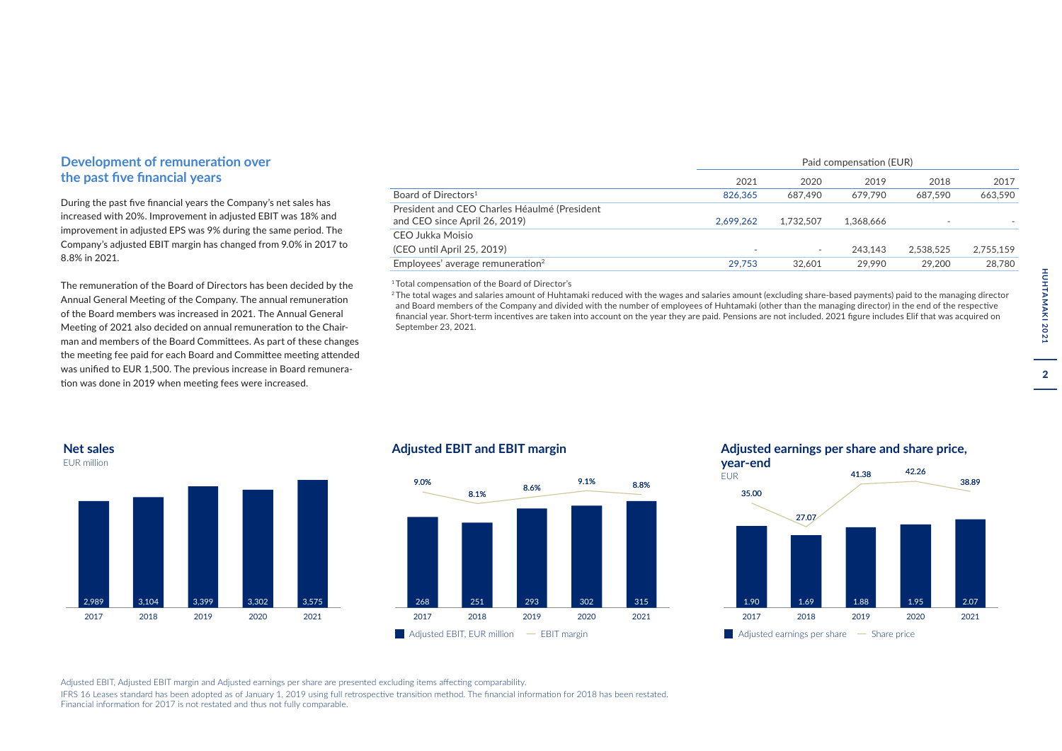## Development of remuneration over the past five financial years

During the past five financial years the Company's net sales has increased with 20%. Improvement in adjusted EBIT was 18% and improvement in adjusted EPS was 9% during the same period. The Company's adjusted EBIT margin has changed from 9.0% in 2017 to 8.8% in 2021.

The remuneration of the Board of Directors has been decided by the Annual General Meeting of the Company. The annual remuneration of the Board members was increased in 2021. The Annual General Meeting of 2021 also decided on annual remuneration to the Chairman and members of the Board Committees. As part of these changes the meeting fee paid for each Board and Committee meeting attended was unified to EUR 1,500. The previous increase in Board remuneration was done in 2019 when meeting fees were increased.

| | Paid compensation (EUR) | | | | |
|---|---|---|---|---|---|
| | 2021 | 2020 | 2019 | 2018 | 2017 |
| Board of Directors[1] | 826,365 | 687,490 | 679,790 | 687,590 | 663,590 |
| President and CEO Charles Héaulmé (President and CEO since April 26, 2019) | 2,699,262 | 1,732,507 | 1,368,666 | - | - |
| CEO Jukka Moisio (CEO until April 25, 2019) | - | - | 243,143 | 2,538,525 | 2,755,159 |
| Employees' average remuneration[2] | 29,753 | 32,601 | 29,990 | 29,200 | 28,780 |

[1] Total compensation of the Board of Director's

[2] The total wages and salaries amount of Huhtamaki reduced with the wages and salaries amount (excluding share-based payments) paid to the managing director and Board members of the Company and divided with the number of employees of Huhtamaki (other than the managing director) in the end of the respective financial year. Short-term incentives are taken into account on the year they are paid. Pensions are not included. 2021 figure includes Elif that was acquired on September 23, 2021.

### Net sales

EUR million

| | 2017 | 2018 | 2019 | 2020 | 2021 |
|---|---|---|---|---|---|
| Net sales | 2,989 | 3,104 | 3,399 | 3,302 | 3,575 |

### Adjusted EBIT and EBIT margin

| | 2017 | 2018 | 2019 | 2020 | 2021 |
|---|---|---|---|---|---|
| Adjusted EBIT, EUR million | 268 | 251 | 293 | 302 | 315 |
| EBIT margin | 9.0% | 8.1% | 8.6% | 9.1% | 8.8% |

### Adjusted earnings per share and share price, year-end

EUR

| | 2017 | 2018 | 2019 | 2020 | 2021 |
|---|---|---|---|---|---|
| Adjusted earnings per share | 1.90 | 1.69 | 1.88 | 1.95 | 2.07 |
| Share price | 35.00 | 27.07 | 41.38 | 42.26 | 38.89 |

Adjusted EBIT, Adjusted EBIT margin and Adjusted earnings per share are presented excluding items affecting comparability.

IFRS 16 Leases standard has been adopted as of January 1, 2019 using full retrospective transition method. The financial information for 2018 has been restated. Financial information for 2017 is not restated and thus not fully comparable.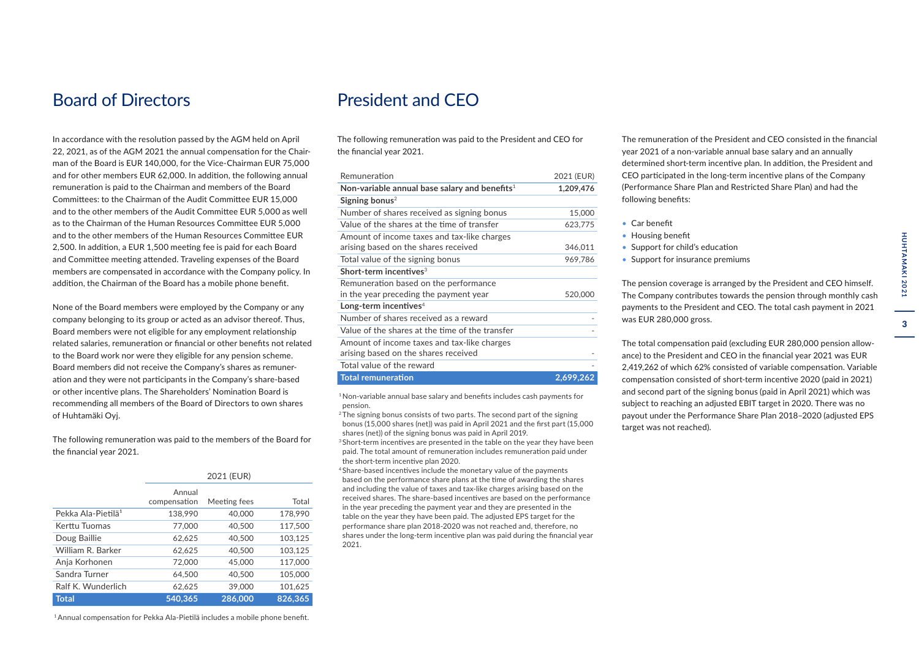## Board of Directors

In accordance with the resolution passed by the AGM held on April 22, 2021, as of the AGM 2021 the annual compensation for the Chairman of the Board is EUR 140,000, for the Vice-Chairman EUR 75,000 and for other members EUR 62,000. In addition, the following annual remuneration is paid to the Chairman and members of the Board Committees: to the Chairman of the Audit Committee EUR 15,000 and to the other members of the Audit Committee EUR 5,000 as well as to the Chairman of the Human Resources Committee EUR 5,000 and to the other members of the Human Resources Committee EUR 2,500. In addition, a EUR 1,500 meeting fee is paid for each Board and Committee meeting attended. Traveling expenses of the Board members are compensated in accordance with the Company policy. In addition, the Chairman of the Board has a mobile phone benefit.

None of the Board members were employed by the Company or any company belonging to its group or acted as an advisor thereof. Thus, Board members were not eligible for any employment relationship related salaries, remuneration or financial or other benefits not related to the Board work nor were they eligible for any pension scheme. Board members did not receive the Company's shares as remuneration and they were not participants in the Company's share-based or other incentive plans. The Shareholders' Nomination Board is recommending all members of the Board of Directors to own shares of Huhtamäki Oyj.

The following remuneration was paid to the members of the Board for the financial year 2021.

| | 2021 (EUR) | | |
|---|---|---|---|
| | Annual compensation | Meeting fees | Total |
| Pekka Ala-Pietilä[1] | 138,990 | 40,000 | 178,990 |
| Kerttu Tuomas | 77,000 | 40,500 | 117,500 |
| Doug Baillie | 62,625 | 40,500 | 103,125 |
| William R. Barker | 62,625 | 40,500 | 103,125 |
| Anja Korhonen | 72,000 | 45,000 | 117,000 |
| Sandra Turner | 64,500 | 40,500 | 105,000 |
| Ralf K. Wunderlich | 62,625 | 39,000 | 101,625 |
| **Total** | **540,365** | **286,000** | **826,365** |

[1] Annual compensation for Pekka Ala-Pietilä includes a mobile phone benefit.

## President and CEO

The following remuneration was paid to the President and CEO for the financial year 2021.

| Remuneration | 2021 (EUR) |
|---|---|
| **Non-variable annual base salary and benefits**[1] | **1,209,476** |
| **Signing bonus**[2] | |
| Number of shares received as signing bonus | 15,000 |
| Value of the shares at the time of transfer | 623,775 |
| Amount of income taxes and tax-like charges arising based on the shares received | 346,011 |
| Total value of the signing bonus | 969,786 |
| **Short-term incentives**[3] | |
| Remuneration based on the performance in the year preceding the payment year | 520,000 |
| **Long-term incentives**[4] | |
| Number of shares received as a reward | - |
| Value of the shares at the time of the transfer | - |
| Amount of income taxes and tax-like charges arising based on the shares received | - |
| Total value of the reward | - |
| **Total remuneration** | **2,699,262** |

[1] Non-variable annual base salary and benefits includes cash payments for pension.

[2] The signing bonus consists of two parts. The second part of the signing bonus (15,000 shares (net)) was paid in April 2021 and the first part (15,000 shares (net)) of the signing bonus was paid in April 2019.

[3] Short-term incentives are presented in the table on the year they have been paid. The total amount of remuneration includes remuneration paid under the short-term incentive plan 2020.

[4] Share-based incentives include the monetary value of the payments based on the performance share plans at the time of awarding the shares and including the value of taxes and tax-like charges arising based on the received shares. The share-based incentives are based on the performance in the year preceding the payment year and they are presented in the table on the year they have been paid. The adjusted EPS target for the performance share plan 2018-2020 was not reached and, therefore, no shares under the long-term incentive plan was paid during the financial year 2021.

The remuneration of the President and CEO consisted in the financial year 2021 of a non-variable annual base salary and an annually determined short-term incentive plan. In addition, the President and CEO participated in the long-term incentive plans of the Company (Performance Share Plan and Restricted Share Plan) and had the following benefits:

- Car benefit
- Housing benefit
- Support for child's education
- Support for insurance premiums

The pension coverage is arranged by the President and CEO himself. The Company contributes towards the pension through monthly cash payments to the President and CEO. The total cash payment in 2021 was EUR 280,000 gross.

The total compensation paid (excluding EUR 280,000 pension allowance) to the President and CEO in the financial year 2021 was EUR 2,419,262 of which 62% consisted of variable compensation. Variable compensation consisted of short-term incentive 2020 (paid in 2021) and second part of the signing bonus (paid in April 2021) which was subject to reaching an adjusted EBIT target in 2020. There was no payout under the Performance Share Plan 2018–2020 (adjusted EPS target was not reached).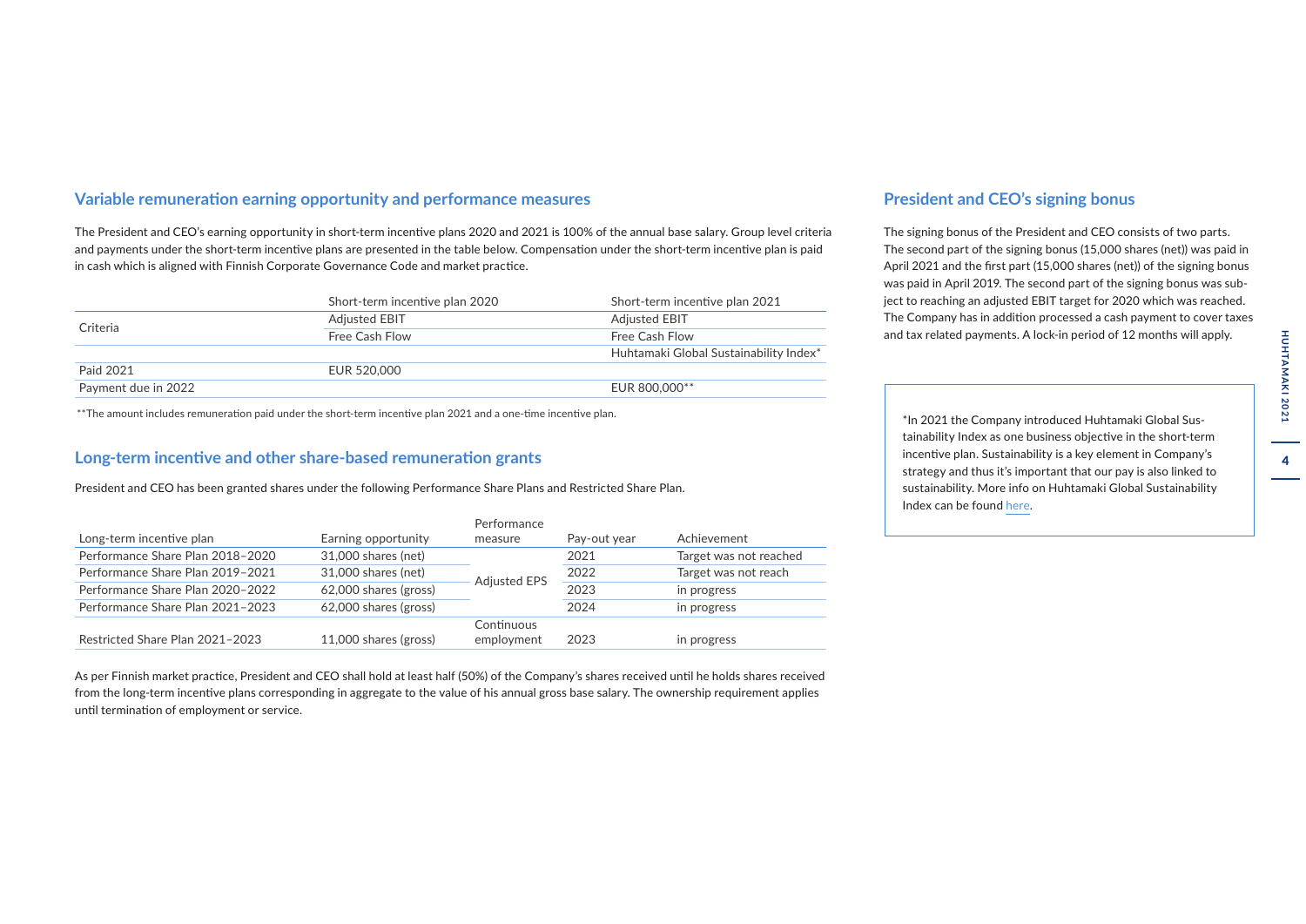## Variable remuneration earning opportunity and performance measures

The President and CEO's earning opportunity in short-term incentive plans 2020 and 2021 is 100% of the annual base salary. Group level criteria and payments under the short-term incentive plans are presented in the table below. Compensation under the short-term incentive plan is paid in cash which is aligned with Finnish Corporate Governance Code and market practice.

| | Short-term incentive plan 2020 | Short-term incentive plan 2021 |
|---|---|---|
| Criteria | Adjusted EBIT | Adjusted EBIT |
| | Free Cash Flow | Free Cash Flow |
| | | Huhtamaki Global Sustainability Index* |
| Paid 2021 | EUR 520,000 | |
| Payment due in 2022 | | EUR 800,000** |

**The amount includes remuneration paid under the short-term incentive plan 2021 and a one-time incentive plan.

## Long-term incentive and other share-based remuneration grants

President and CEO has been granted shares under the following Performance Share Plans and Restricted Share Plan.

| Long-term incentive plan | Earning opportunity | Performance measure | Pay-out year | Achievement |
|---|---|---|---|---|
| Performance Share Plan 2018–2020 | 31,000 shares (net) | Adjusted EPS | 2021 | Target was not reached |
| Performance Share Plan 2019–2021 | 31,000 shares (net) | Adjusted EPS | 2022 | Target was not reach |
| Performance Share Plan 2020–2022 | 62,000 shares (gross) | Adjusted EPS | 2023 | in progress |
| Performance Share Plan 2021–2023 | 62,000 shares (gross) | Adjusted EPS | 2024 | in progress |
| Restricted Share Plan 2021–2023 | 11,000 shares (gross) | Continuous employment | 2023 | in progress |

As per Finnish market practice, President and CEO shall hold at least half (50%) of the Company's shares received until he holds shares received from the long-term incentive plans corresponding in aggregate to the value of his annual gross base salary. The ownership requirement applies until termination of employment or service.

## President and CEO's signing bonus

The signing bonus of the President and CEO consists of two parts. The second part of the signing bonus (15,000 shares (net)) was paid in April 2021 and the first part (15,000 shares (net)) of the signing bonus was paid in April 2019. The second part of the signing bonus was subject to reaching an adjusted EBIT target for 2020 which was reached. The Company has in addition processed a cash payment to cover taxes and tax related payments. A lock-in period of 12 months will apply.

*In 2021 the Company introduced Huhtamaki Global Sustainability Index as one business objective in the short-term incentive plan. Sustainability is a key element in Company's strategy and thus it's important that our pay is also linked to sustainability. More info on Huhtamaki Global Sustainability Index can be found here.